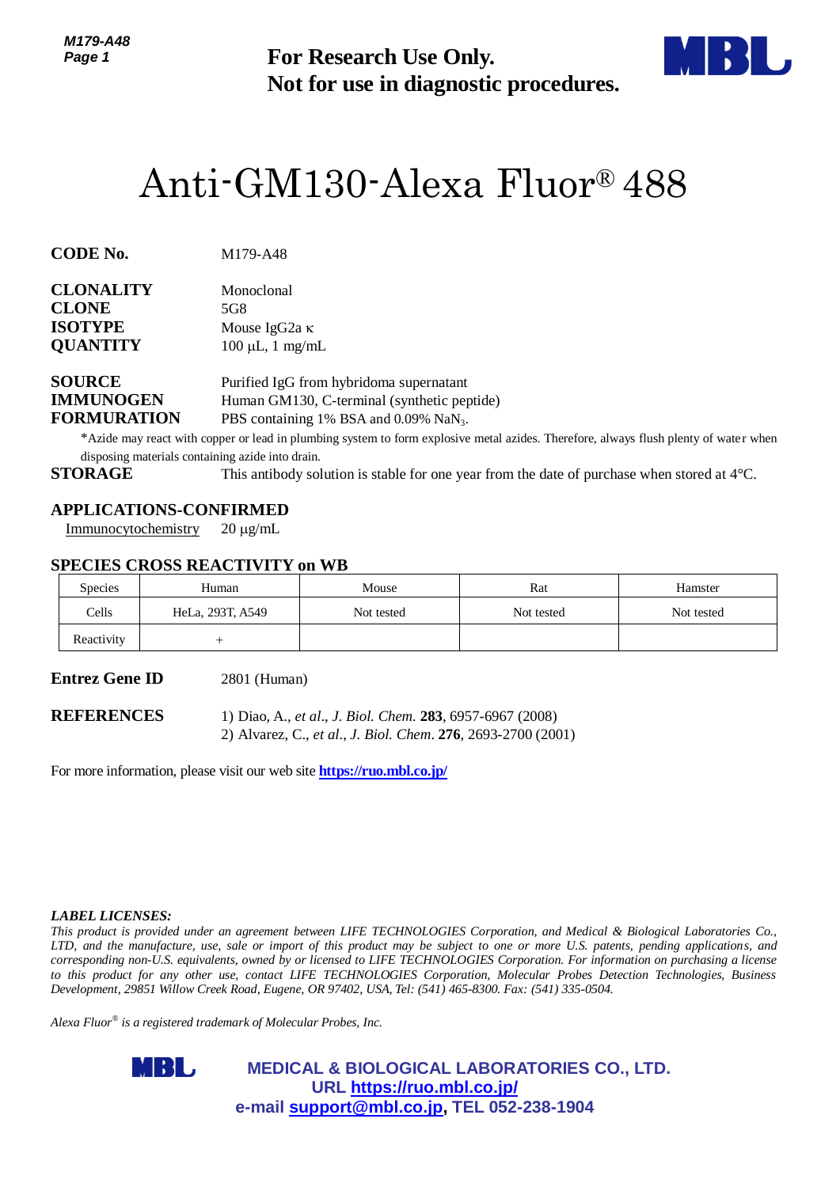For Research Use Only.
Not for use in diagnostic procedures.

# Anti-GM130-Alexa Fluor® 488

**CODE No.** M179-A48

**CLONALITY** Monoclonal
**CLONE** 5G8
**ISOTYPE** Mouse IgG2a κ
**QUANTITY** 100 µL, 1 mg/mL

**SOURCE** Purified IgG from hybridoma supernatant
**IMMUNOGEN** Human GM130, C-terminal (synthetic peptide)
**FORMURATION** PBS containing 1% BSA and 0.09% $NaN_3$.

*Azide may react with copper or lead in plumbing system to form explosive metal azides. Therefore, always flush plenty of water when disposing materials containing azide into drain.

**STORAGE** This antibody solution is stable for one year from the date of purchase when stored at 4°C.

## APPLICATIONS-CONFIRMED

Immunocytochemistry 20 µg/mL

## SPECIES CROSS REACTIVITY on WB

| Species | Human | Mouse | Rat | Hamster |
|---|---|---|---|---|
| Cells | HeLa, 293T, A549 | Not tested | Not tested | Not tested |
| Reactivity | + | | | |

**Entrez Gene ID** 2801 (Human)

**REFERENCES**
1) Diao, A., *et al*., *J. Biol. Chem.* **283**, 6957-6967 (2008)
2) Alvarez, C., *et al*., *J. Biol. Chem*. **276**, 2693-2700 (2001)

For more information, please visit our web site **https://ruo.mbl.co.jp/**

***LABEL LICENSES:***
*This product is provided under an agreement between LIFE TECHNOLOGIES Corporation, and Medical & Biological Laboratories Co., LTD, and the manufacture, use, sale or import of this product may be subject to one or more U.S. patents, pending applications, and corresponding non-U.S. equivalents, owned by or licensed to LIFE TECHNOLOGIES Corporation. For information on purchasing a license to this product for any other use, contact LIFE TECHNOLOGIES Corporation, Molecular Probes Detection Technologies, Business Development, 29851 Willow Creek Road, Eugene, OR 97402, USA, Tel: (541) 465-8300. Fax: (541) 335-0504.*

*Alexa Fluor® is a registered trademark of Molecular Probes, Inc.*

**MEDICAL & BIOLOGICAL LABORATORIES CO., LTD.**
**URL https://ruo.mbl.co.jp/**
**e-mail support@mbl.co.jp, TEL 052-238-1904**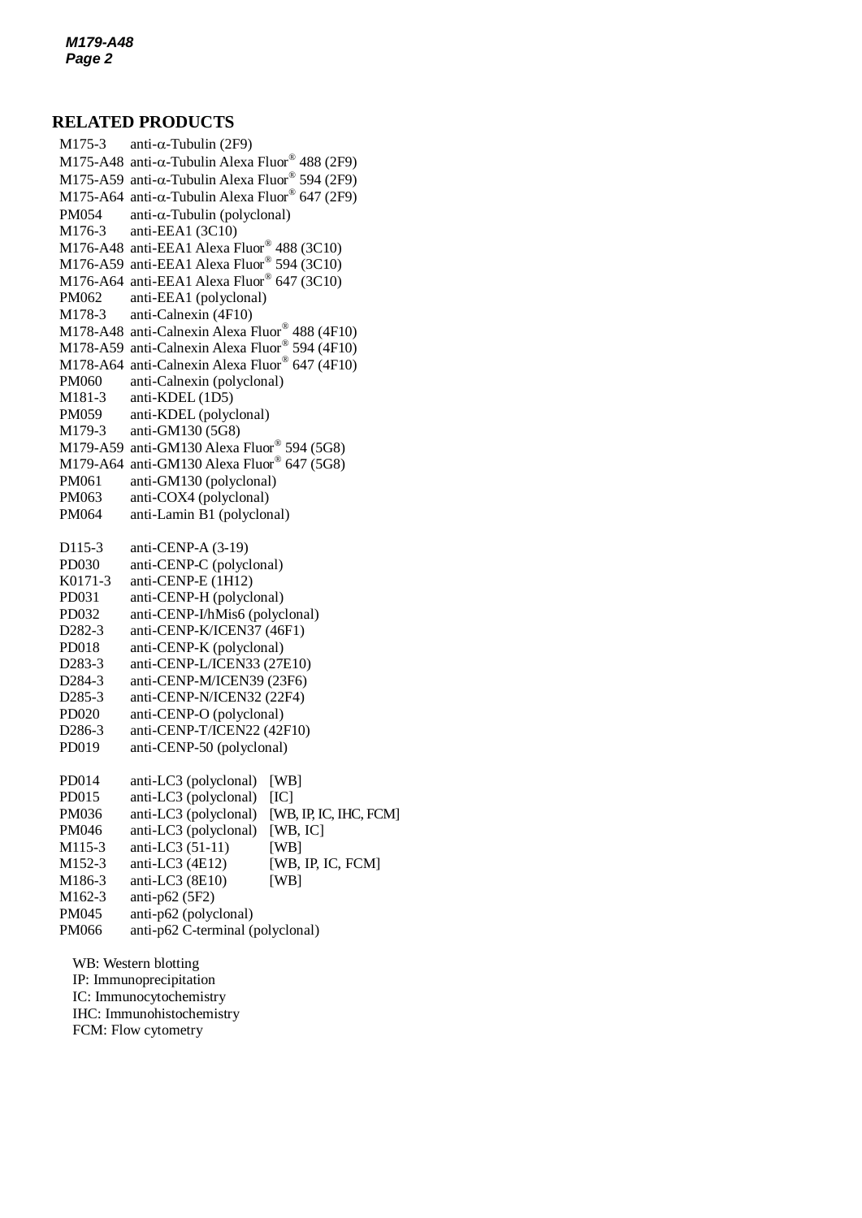## RELATED PRODUCTS

| | |
|---|---|
| M175-3 | anti-α-Tubulin (2F9) |
| M175-A48 | anti-α-Tubulin Alexa Fluor® 488 (2F9) |
| M175-A59 | anti-α-Tubulin Alexa Fluor® 594 (2F9) |
| M175-A64 | anti-α-Tubulin Alexa Fluor® 647 (2F9) |
| PM054 | anti-α-Tubulin (polyclonal) |
| M176-3 | anti-EEA1 (3C10) |
| M176-A48 | anti-EEA1 Alexa Fluor® 488 (3C10) |
| M176-A59 | anti-EEA1 Alexa Fluor® 594 (3C10) |
| M176-A64 | anti-EEA1 Alexa Fluor® 647 (3C10) |
| PM062 | anti-EEA1 (polyclonal) |
| M178-3 | anti-Calnexin (4F10) |
| M178-A48 | anti-Calnexin Alexa Fluor® 488 (4F10) |
| M178-A59 | anti-Calnexin Alexa Fluor® 594 (4F10) |
| M178-A64 | anti-Calnexin Alexa Fluor® 647 (4F10) |
| PM060 | anti-Calnexin (polyclonal) |
| M181-3 | anti-KDEL (1D5) |
| PM059 | anti-KDEL (polyclonal) |
| M179-3 | anti-GM130 (5G8) |
| M179-A59 | anti-GM130 Alexa Fluor® 594 (5G8) |
| M179-A64 | anti-GM130 Alexa Fluor® 647 (5G8) |
| PM061 | anti-GM130 (polyclonal) |
| PM063 | anti-COX4 (polyclonal) |
| PM064 | anti-Lamin B1 (polyclonal) |

| | |
|---|---|
| D115-3 | anti-CENP-A (3-19) |
| PD030 | anti-CENP-C (polyclonal) |
| K0171-3 | anti-CENP-E (1H12) |
| PD031 | anti-CENP-H (polyclonal) |
| PD032 | anti-CENP-I/hMis6 (polyclonal) |
| D282-3 | anti-CENP-K/ICEN37 (46F1) |
| PD018 | anti-CENP-K (polyclonal) |
| D283-3 | anti-CENP-L/ICEN33 (27E10) |
| D284-3 | anti-CENP-M/ICEN39 (23F6) |
| D285-3 | anti-CENP-N/ICEN32 (22F4) |
| PD020 | anti-CENP-O (polyclonal) |
| D286-3 | anti-CENP-T/ICEN22 (42F10) |
| PD019 | anti-CENP-50 (polyclonal) |

| | | |
|---|---|---|
| PD014 | anti-LC3 (polyclonal) | [WB] |
| PD015 | anti-LC3 (polyclonal) | [IC] |
| PM036 | anti-LC3 (polyclonal) | [WB, IP, IC, IHC, FCM] |
| PM046 | anti-LC3 (polyclonal) | [WB, IC] |
| M115-3 | anti-LC3 (51-11) | [WB] |
| M152-3 | anti-LC3 (4E12) | [WB, IP, IC, FCM] |
| M186-3 | anti-LC3 (8E10) | [WB] |
| M162-3 | anti-p62 (5F2) | |
| PM045 | anti-p62 (polyclonal) | |
| PM066 | anti-p62 C-terminal (polyclonal) | |

WB: Western blotting
IP: Immunoprecipitation
IC: Immunocytochemistry
IHC: Immunohistochemistry
FCM: Flow cytometry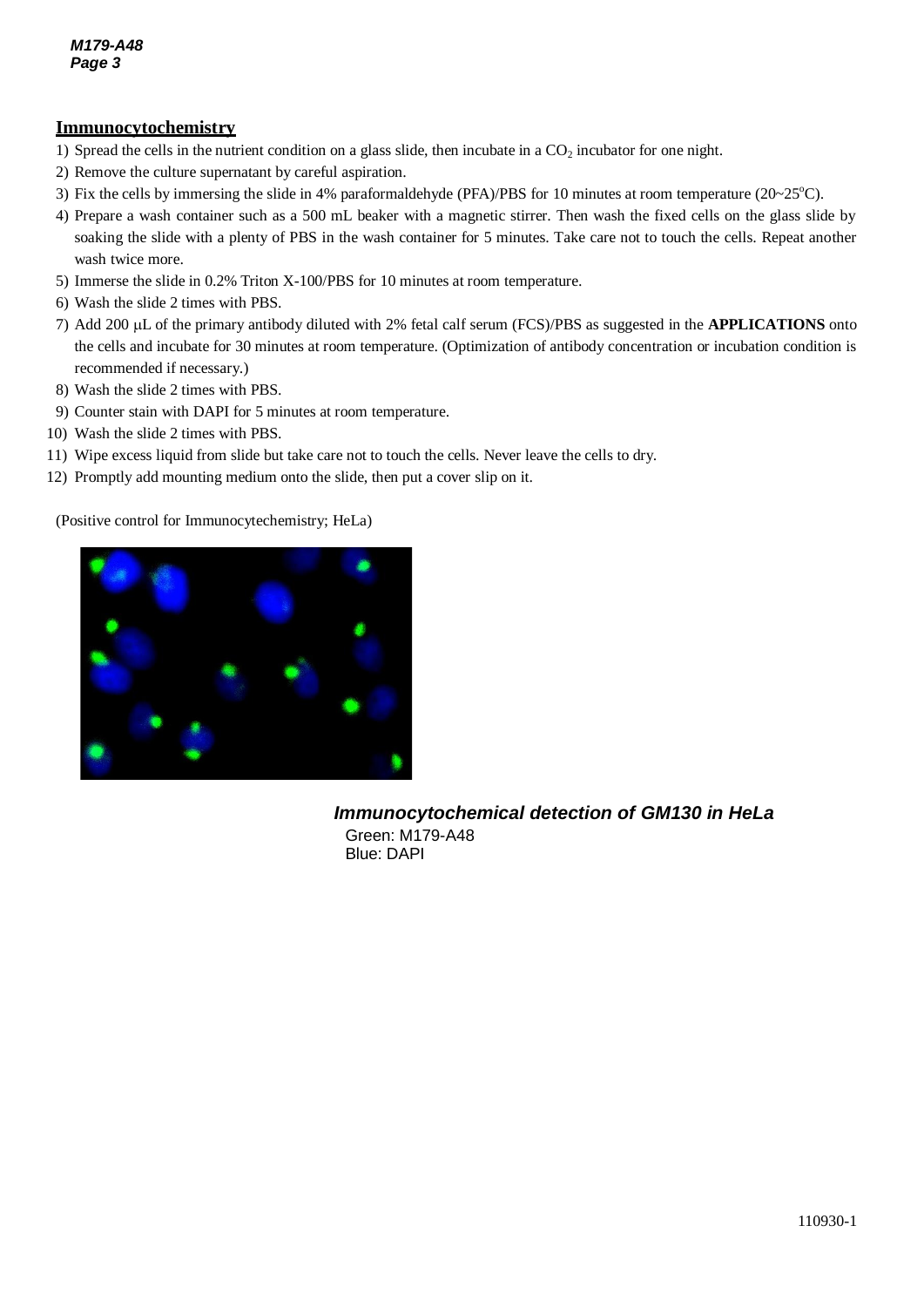## Immunocytochemistry

1) Spread the cells in the nutrient condition on a glass slide, then incubate in a $CO_2$ incubator for one night.
2) Remove the culture supernatant by careful aspiration.
3) Fix the cells by immersing the slide in 4% paraformaldehyde (PFA)/PBS for 10 minutes at room temperature (20~25°C).
4) Prepare a wash container such as a 500 mL beaker with a magnetic stirrer. Then wash the fixed cells on the glass slide by soaking the slide with a plenty of PBS in the wash container for 5 minutes. Take care not to touch the cells. Repeat another wash twice more.
5) Immerse the slide in 0.2% Triton X-100/PBS for 10 minutes at room temperature.
6) Wash the slide 2 times with PBS.
7) Add 200 μL of the primary antibody diluted with 2% fetal calf serum (FCS)/PBS as suggested in the **APPLICATIONS** onto the cells and incubate for 30 minutes at room temperature. (Optimization of antibody concentration or incubation condition is recommended if necessary.)
8) Wash the slide 2 times with PBS.
9) Counter stain with DAPI for 5 minutes at room temperature.
10) Wash the slide 2 times with PBS.
11) Wipe excess liquid from slide but take care not to touch the cells. Never leave the cells to dry.
12) Promptly add mounting medium onto the slide, then put a cover slip on it.

(Positive control for Immunocytechemistry; HeLa)

***Immunocytochemical detection of GM130 in HeLa***

Green: M179-A48

Blue: DAPI

110930-1